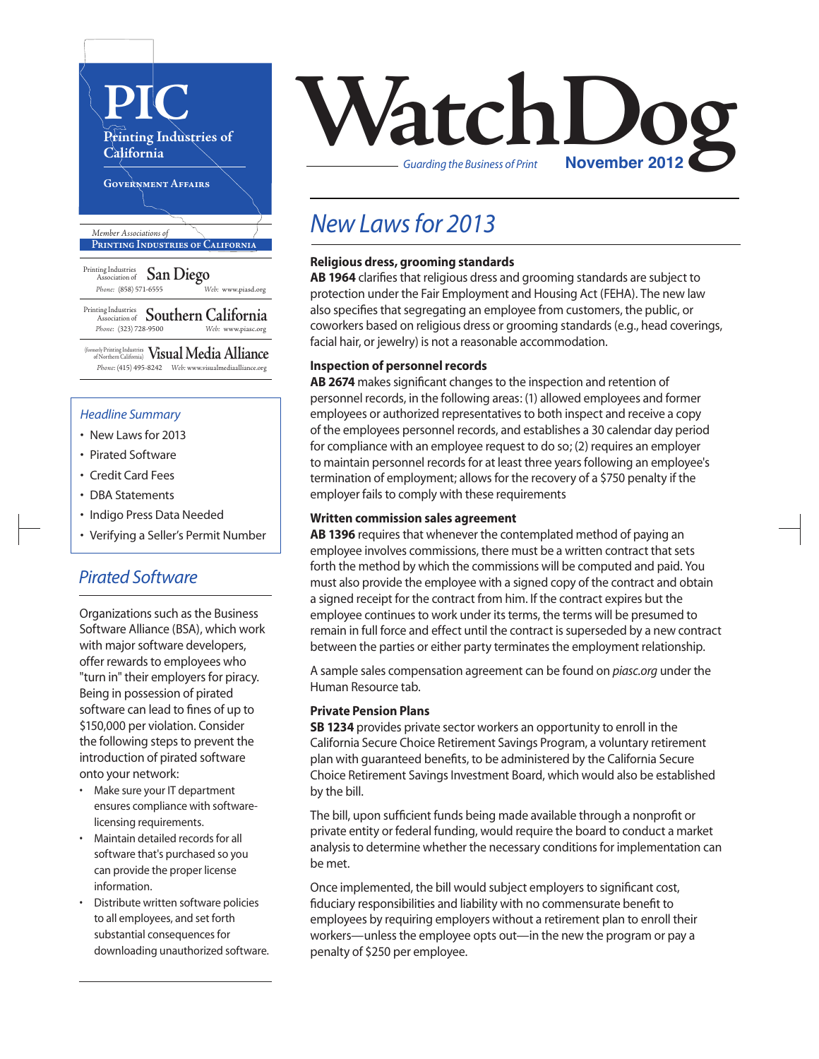# PIC

Printing Industries of California

Government Affairs

*Member Associations of* Printing Industries of California

Printing Industries Association of **San Diego**
Phone: (858) 571-6555 Web: www.piasd.org

Printing Industries Association of **Southern California**
Phone: (323) 728-9500 Web: www.piasc.org

(formerly Printing Industries of Northern California) **Visual Media Alliance**
Phone: (415) 495-8242 Web: www.visualmediaalliance.org

# WatchDog

*Guarding the Business of Print* **November 2012**

## New Laws for 2013

**Religious dress, grooming standards**
**AB 1964** clarifies that religious dress and grooming standards are subject to protection under the Fair Employment and Housing Act (FEHA). The new law also specifies that segregating an employee from customers, the public, or coworkers based on religious dress or grooming standards (e.g., head coverings, facial hair, or jewelry) is not a reasonable accommodation.

**Inspection of personnel records**
**AB 2674** makes significant changes to the inspection and retention of personnel records, in the following areas: (1) allowed employees and former employees or authorized representatives to both inspect and receive a copy of the employees personnel records, and establishes a 30 calendar day period for compliance with an employee request to do so; (2) requires an employer to maintain personnel records for at least three years following an employee's termination of employment; allows for the recovery of a $750 penalty if the employer fails to comply with these requirements

**Written commission sales agreement**
**AB 1396** requires that whenever the contemplated method of paying an employee involves commissions, there must be a written contract that sets forth the method by which the commissions will be computed and paid. You must also provide the employee with a signed copy of the contract and obtain a signed receipt for the contract from him. If the contract expires but the employee continues to work under its terms, the terms will be presumed to remain in full force and effect until the contract is superseded by a new contract between the parties or either party terminates the employment relationship.

A sample sales compensation agreement can be found on *piasc.org* under the Human Resource tab.

**Private Pension Plans**
**SB 1234** provides private sector workers an opportunity to enroll in the California Secure Choice Retirement Savings Program, a voluntary retirement plan with guaranteed benefits, to be administered by the California Secure Choice Retirement Savings Investment Board, which would also be established by the bill.

The bill, upon sufficient funds being made available through a nonprofit or private entity or federal funding, would require the board to conduct a market analysis to determine whether the necessary conditions for implementation can be met.

Once implemented, the bill would subject employers to significant cost, fiduciary responsibilities and liability with no commensurate benefit to employees by requiring employers without a retirement plan to enroll their workers—unless the employee opts out—in the new the program or pay a penalty of $250 per employee.

### *Headline Summary*

- New Laws for 2013
- Pirated Software
- Credit Card Fees
- DBA Statements
- Indigo Press Data Needed
- Verifying a Seller's Permit Number

## Pirated Software

Organizations such as the Business Software Alliance (BSA), which work with major software developers, offer rewards to employees who "turn in" their employers for piracy. Being in possession of pirated software can lead to fines of up to $150,000 per violation. Consider the following steps to prevent the introduction of pirated software onto your network:

- Make sure your IT department ensures compliance with software-licensing requirements.
- Maintain detailed records for all software that's purchased so you can provide the proper license information.
- Distribute written software policies to all employees, and set forth substantial consequences for downloading unauthorized software.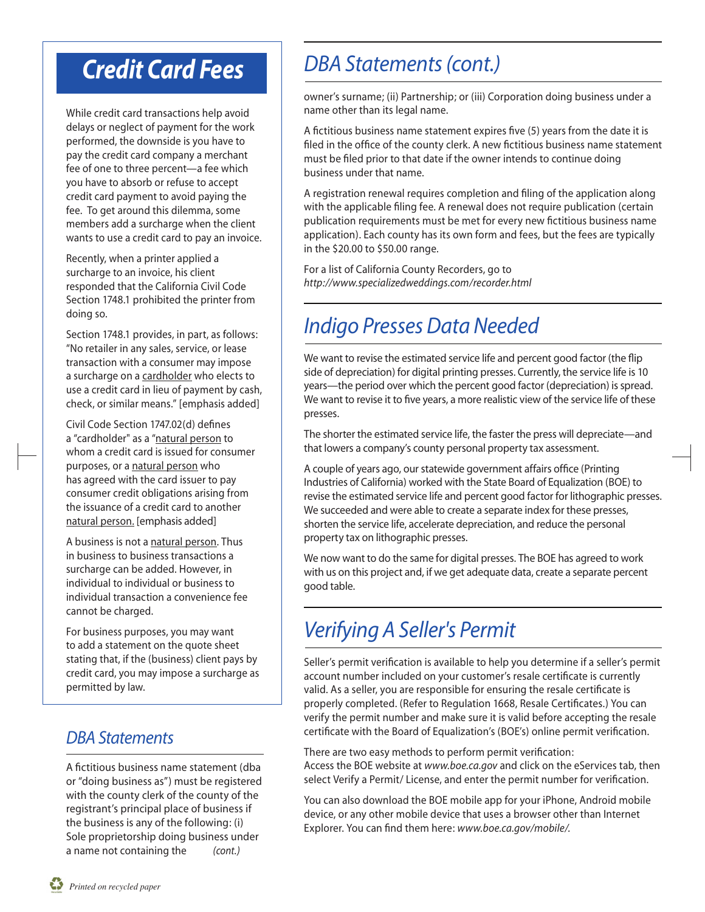# Credit Card Fees

While credit card transactions help avoid delays or neglect of payment for the work performed, the downside is you have to pay the credit card company a merchant fee of one to three percent—a fee which you have to absorb or refuse to accept credit card payment to avoid paying the fee. To get around this dilemma, some members add a surcharge when the client wants to use a credit card to pay an invoice.

Recently, when a printer applied a surcharge to an invoice, his client responded that the California Civil Code Section 1748.1 prohibited the printer from doing so.

Section 1748.1 provides, in part, as follows: "No retailer in any sales, service, or lease transaction with a consumer may impose a surcharge on a <u>cardholder</u> who elects to use a credit card in lieu of payment by cash, check, or similar means." [emphasis added]

Civil Code Section 1747.02(d) defines a "cardholder" as a "<u>natural person</u> to whom a credit card is issued for consumer purposes, or a <u>natural person</u> who has agreed with the card issuer to pay consumer credit obligations arising from the issuance of a credit card to another <u>natural person.</u> [emphasis added]

A business is not a <u>natural person</u>. Thus in business to business transactions a surcharge can be added. However, in individual to individual or business to individual transaction a convenience fee cannot be charged.

For business purposes, you may want to add a statement on the quote sheet stating that, if the (business) client pays by credit card, you may impose a surcharge as permitted by law.

## DBA Statements

A fictitious business name statement (dba or "doing business as") must be registered with the county clerk of the county of the registrant's principal place of business if the business is any of the following: (i) Sole proprietorship doing business under a name not containing the owner's surname; (ii) Partnership; or (iii) Corporation doing business under a name other than its legal name.

A fictitious business name statement expires five (5) years from the date it is filed in the office of the county clerk. A new fictitious business name statement must be filed prior to that date if the owner intends to continue doing business under that name.

A registration renewal requires completion and filing of the application along with the applicable filing fee. A renewal does not require publication (certain publication requirements must be met for every new fictitious business name application). Each county has its own form and fees, but the fees are typically in the $20.00 to $50.00 range.

For a list of California County Recorders, go to *http://www.specializedweddings.com/recorder.html*

## Indigo Presses Data Needed

We want to revise the estimated service life and percent good factor (the flip side of depreciation) for digital printing presses. Currently, the service life is 10 years—the period over which the percent good factor (depreciation) is spread. We want to revise it to five years, a more realistic view of the service life of these presses.

The shorter the estimated service life, the faster the press will depreciate—and that lowers a company's county personal property tax assessment.

A couple of years ago, our statewide government affairs office (Printing Industries of California) worked with the State Board of Equalization (BOE) to revise the estimated service life and percent good factor for lithographic presses. We succeeded and were able to create a separate index for these presses, shorten the service life, accelerate depreciation, and reduce the personal property tax on lithographic presses.

We now want to do the same for digital presses. The BOE has agreed to work with us on this project and, if we get adequate data, create a separate percent good table.

## Verifying A Seller's Permit

Seller's permit verification is available to help you determine if a seller's permit account number included on your customer's resale certificate is currently valid. As a seller, you are responsible for ensuring the resale certificate is properly completed. (Refer to Regulation 1668, Resale Certificates.) You can verify the permit number and make sure it is valid before accepting the resale certificate with the Board of Equalization's (BOE's) online permit verification.

There are two easy methods to perform permit verification:
Access the BOE website at *www.boe.ca.gov* and click on the eServices tab, then select Verify a Permit/ License, and enter the permit number for verification.

You can also download the BOE mobile app for your iPhone, Android mobile device, or any other mobile device that uses a browser other than Internet Explorer. You can find them here: *www.boe.ca.gov/mobile/.*

*Printed on recycled paper*